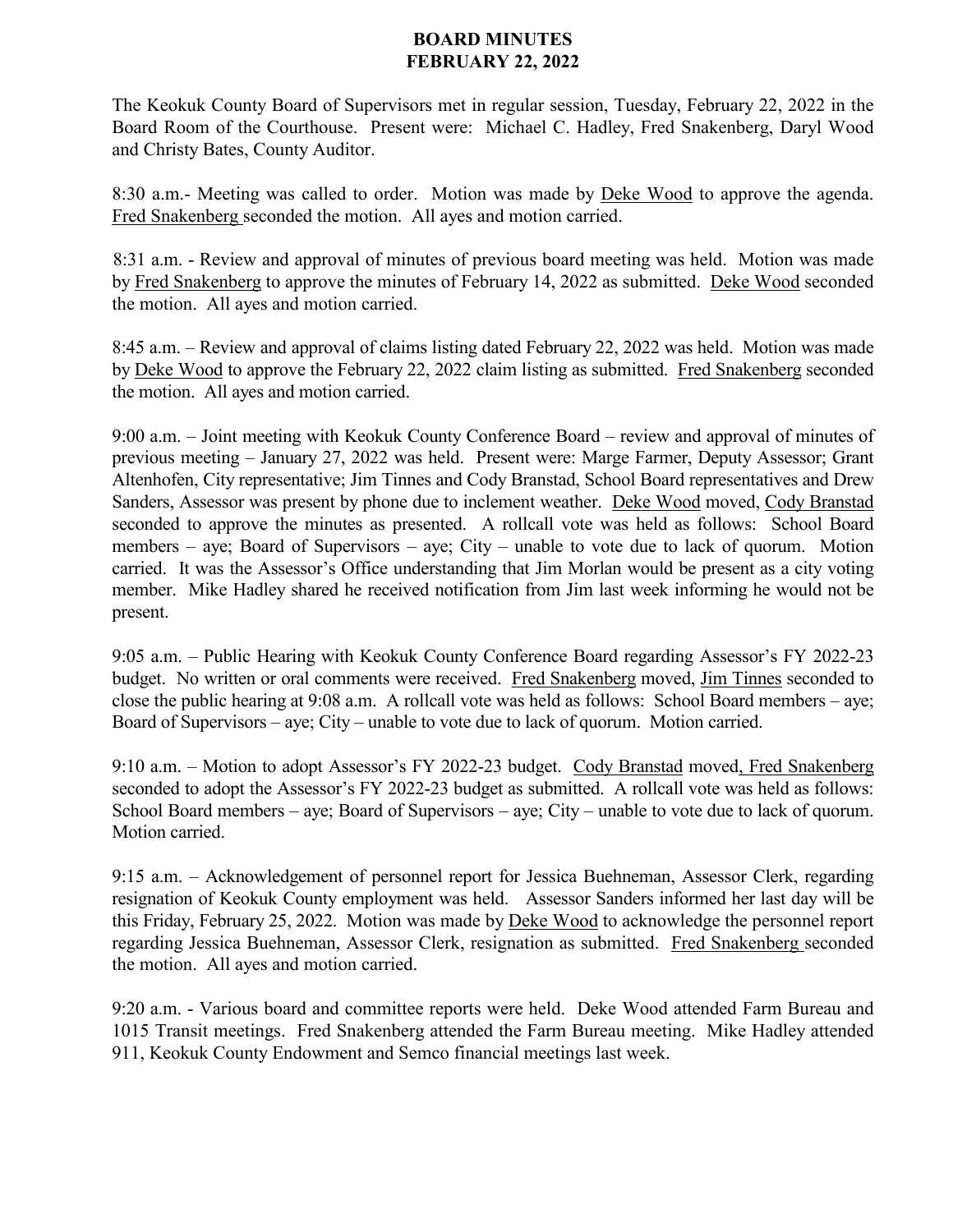# BOARD MINUTES
# FEBRUARY 22, 2022

The Keokuk County Board of Supervisors met in regular session, Tuesday, February 22, 2022 in the Board Room of the Courthouse. Present were: Michael C. Hadley, Fred Snakenberg, Daryl Wood and Christy Bates, County Auditor.

8:30 a.m.- Meeting was called to order. Motion was made by Deke Wood to approve the agenda. Fred Snakenberg seconded the motion. All ayes and motion carried.

8:31 a.m. - Review and approval of minutes of previous board meeting was held. Motion was made by Fred Snakenberg to approve the minutes of February 14, 2022 as submitted. Deke Wood seconded the motion. All ayes and motion carried.

8:45 a.m. – Review and approval of claims listing dated February 22, 2022 was held. Motion was made by Deke Wood to approve the February 22, 2022 claim listing as submitted. Fred Snakenberg seconded the motion. All ayes and motion carried.

9:00 a.m. – Joint meeting with Keokuk County Conference Board – review and approval of minutes of previous meeting – January 27, 2022 was held. Present were: Marge Farmer, Deputy Assessor; Grant Altenhofen, City representative; Jim Tinnes and Cody Branstad, School Board representatives and Drew Sanders, Assessor was present by phone due to inclement weather. Deke Wood moved, Cody Branstad seconded to approve the minutes as presented. A rollcall vote was held as follows: School Board members – aye; Board of Supervisors – aye; City – unable to vote due to lack of quorum. Motion carried. It was the Assessor's Office understanding that Jim Morlan would be present as a city voting member. Mike Hadley shared he received notification from Jim last week informing he would not be present.

9:05 a.m. – Public Hearing with Keokuk County Conference Board regarding Assessor's FY 2022-23 budget. No written or oral comments were received. Fred Snakenberg moved, Jim Tinnes seconded to close the public hearing at 9:08 a.m. A rollcall vote was held as follows: School Board members – aye; Board of Supervisors – aye; City – unable to vote due to lack of quorum. Motion carried.

9:10 a.m. – Motion to adopt Assessor's FY 2022-23 budget. Cody Branstad moved, Fred Snakenberg seconded to adopt the Assessor's FY 2022-23 budget as submitted. A rollcall vote was held as follows: School Board members – aye; Board of Supervisors – aye; City – unable to vote due to lack of quorum. Motion carried.

9:15 a.m. – Acknowledgement of personnel report for Jessica Buehneman, Assessor Clerk, regarding resignation of Keokuk County employment was held. Assessor Sanders informed her last day will be this Friday, February 25, 2022. Motion was made by Deke Wood to acknowledge the personnel report regarding Jessica Buehneman, Assessor Clerk, resignation as submitted. Fred Snakenberg seconded the motion. All ayes and motion carried.

9:20 a.m. - Various board and committee reports were held. Deke Wood attended Farm Bureau and 1015 Transit meetings. Fred Snakenberg attended the Farm Bureau meeting. Mike Hadley attended 911, Keokuk County Endowment and Semco financial meetings last week.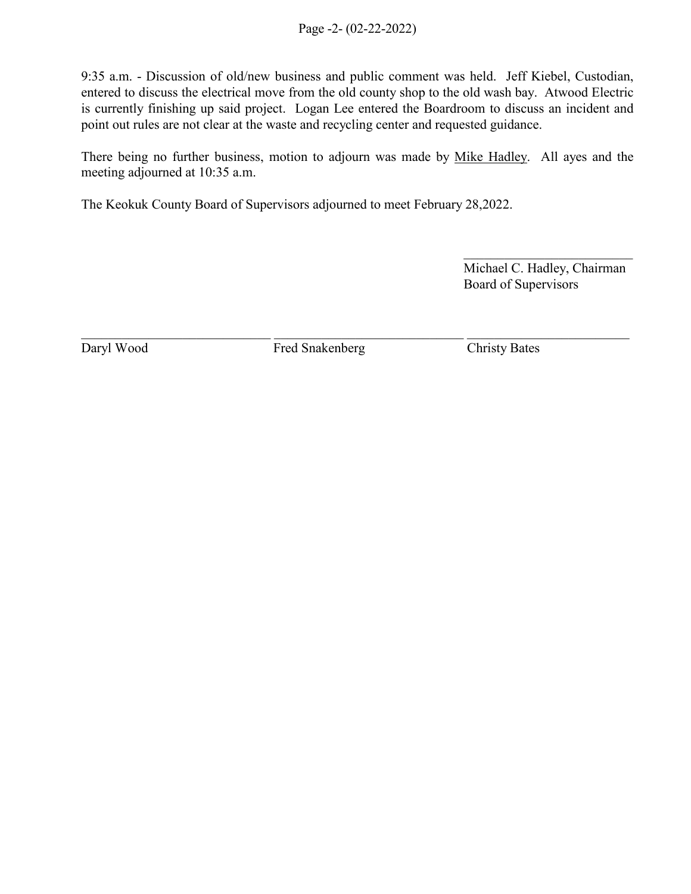9:35 a.m. - Discussion of old/new business and public comment was held. Jeff Kiebel, Custodian, entered to discuss the electrical move from the old county shop to the old wash bay. Atwood Electric is currently finishing up said project. Logan Lee entered the Boardroom to discuss an incident and point out rules are not clear at the waste and recycling center and requested guidance.

There being no further business, motion to adjourn was made by <u>Mike Hadley</u>. All ayes and the meeting adjourned at 10:35 a.m.

The Keokuk County Board of Supervisors adjourned to meet February 28,2022.

\_\_\_\_\_\_\_\_\_\_\_\_\_\_\_\_\_\_\_\_\_\_\_\_\_\_\_
Michael C. Hadley, Chairman
Board of Supervisors

| | | |
|---|---|---|
| \_\_\_\_\_\_\_\_\_\_\_\_\_\_\_\_\_\_\_\_\_\_\_\_\_\_\_ | \_\_\_\_\_\_\_\_\_\_\_\_\_\_\_\_\_\_\_\_\_\_\_\_\_\_\_ | \_\_\_\_\_\_\_\_\_\_\_\_\_\_\_\_\_\_\_\_\_\_\_\_\_\_\_ |
| Daryl Wood | Fred Snakenberg | Christy Bates |